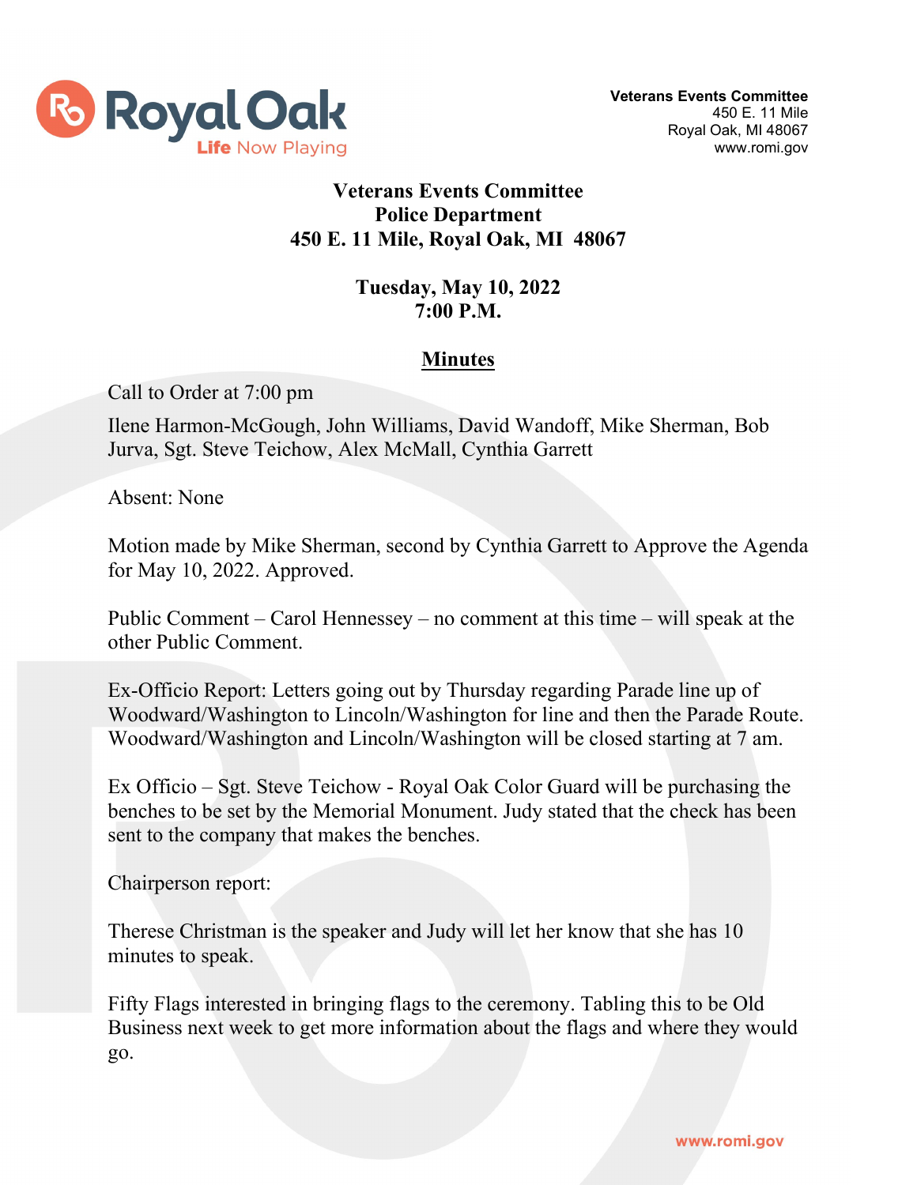Veterans Events Committee
450 E. 11 Mile
Royal Oak, MI 48067
www.romi.gov

# Veterans Events Committee
# Police Department
# 450 E. 11 Mile, Royal Oak, MI 48067

## Tuesday, May 10, 2022
## 7:00 P.M.

## Minutes

Call to Order at 7:00 pm

Ilene Harmon-McGough, John Williams, David Wandoff, Mike Sherman, Bob Jurva, Sgt. Steve Teichow, Alex McMall, Cynthia Garrett

Absent: None

Motion made by Mike Sherman, second by Cynthia Garrett to Approve the Agenda for May 10, 2022. Approved.

Public Comment – Carol Hennessey – no comment at this time – will speak at the other Public Comment.

Ex-Officio Report: Letters going out by Thursday regarding Parade line up of Woodward/Washington to Lincoln/Washington for line and then the Parade Route. Woodward/Washington and Lincoln/Washington will be closed starting at 7 am.

Ex Officio – Sgt. Steve Teichow - Royal Oak Color Guard will be purchasing the benches to be set by the Memorial Monument. Judy stated that the check has been sent to the company that makes the benches.

Chairperson report:

Therese Christman is the speaker and Judy will let her know that she has 10 minutes to speak.

Fifty Flags interested in bringing flags to the ceremony. Tabling this to be Old Business next week to get more information about the flags and where they would go.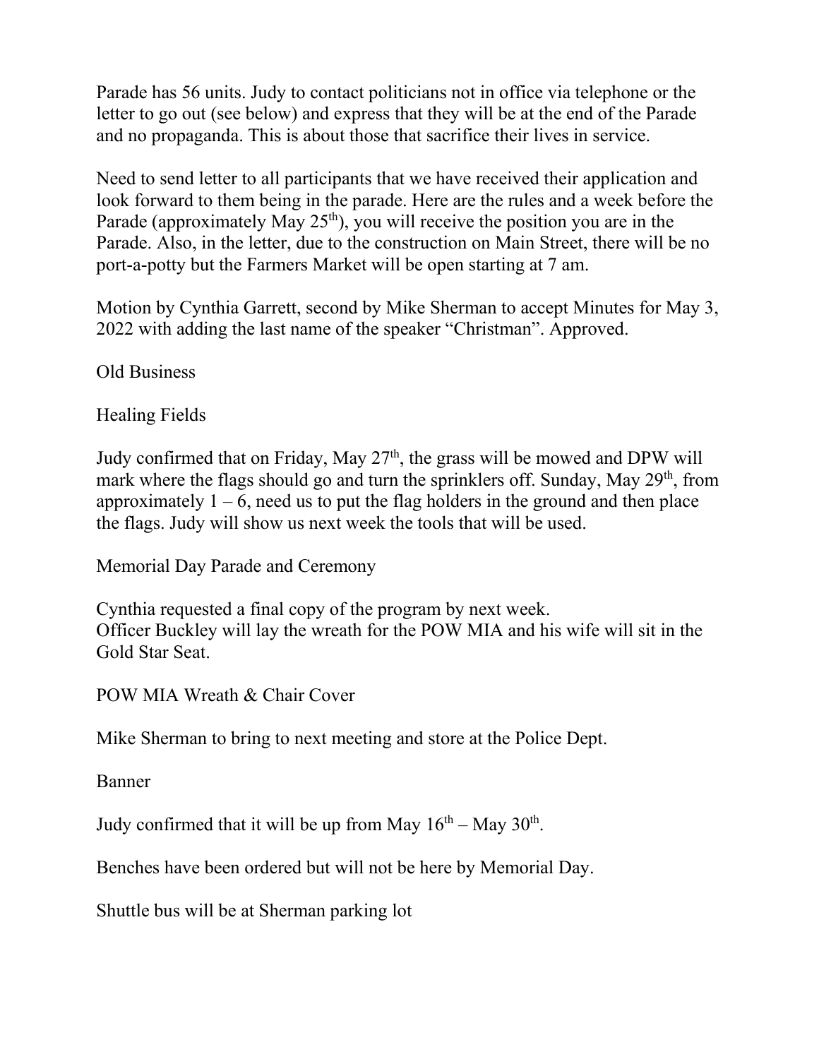Parade has 56 units. Judy to contact politicians not in office via telephone or the letter to go out (see below) and express that they will be at the end of the Parade and no propaganda. This is about those that sacrifice their lives in service.

Need to send letter to all participants that we have received their application and look forward to them being in the parade. Here are the rules and a week before the Parade (approximately May 25th), you will receive the position you are in the Parade. Also, in the letter, due to the construction on Main Street, there will be no port-a-potty but the Farmers Market will be open starting at 7 am.

Motion by Cynthia Garrett, second by Mike Sherman to accept Minutes for May 3, 2022 with adding the last name of the speaker "Christman". Approved.

Old Business

Healing Fields

Judy confirmed that on Friday, May 27th, the grass will be mowed and DPW will mark where the flags should go and turn the sprinklers off. Sunday, May 29th, from approximately 1 – 6, need us to put the flag holders in the ground and then place the flags. Judy will show us next week the tools that will be used.

Memorial Day Parade and Ceremony

Cynthia requested a final copy of the program by next week.
Officer Buckley will lay the wreath for the POW MIA and his wife will sit in the Gold Star Seat.

POW MIA Wreath & Chair Cover

Mike Sherman to bring to next meeting and store at the Police Dept.

Banner

Judy confirmed that it will be up from May 16th – May 30th.

Benches have been ordered but will not be here by Memorial Day.

Shuttle bus will be at Sherman parking lot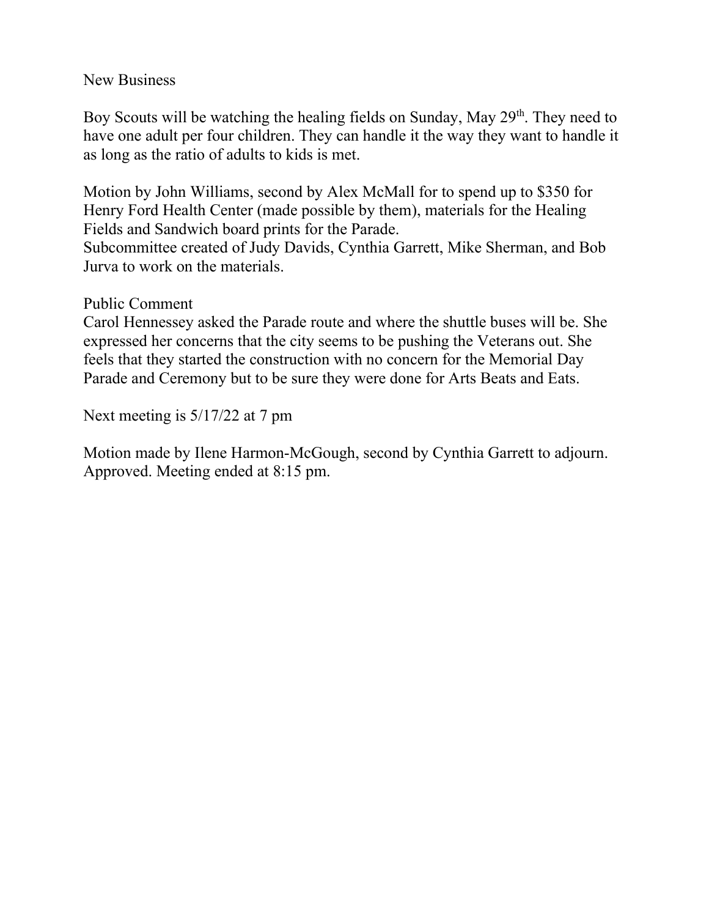New Business

Boy Scouts will be watching the healing fields on Sunday, May 29th. They need to have one adult per four children. They can handle it the way they want to handle it as long as the ratio of adults to kids is met.

Motion by John Williams, second by Alex McMall for to spend up to $350 for Henry Ford Health Center (made possible by them), materials for the Healing Fields and Sandwich board prints for the Parade.
Subcommittee created of Judy Davids, Cynthia Garrett, Mike Sherman, and Bob Jurva to work on the materials.

Public Comment
Carol Hennessey asked the Parade route and where the shuttle buses will be. She expressed her concerns that the city seems to be pushing the Veterans out. She feels that they started the construction with no concern for the Memorial Day Parade and Ceremony but to be sure they were done for Arts Beats and Eats.

Next meeting is 5/17/22 at 7 pm

Motion made by Ilene Harmon-McGough, second by Cynthia Garrett to adjourn. Approved. Meeting ended at 8:15 pm.